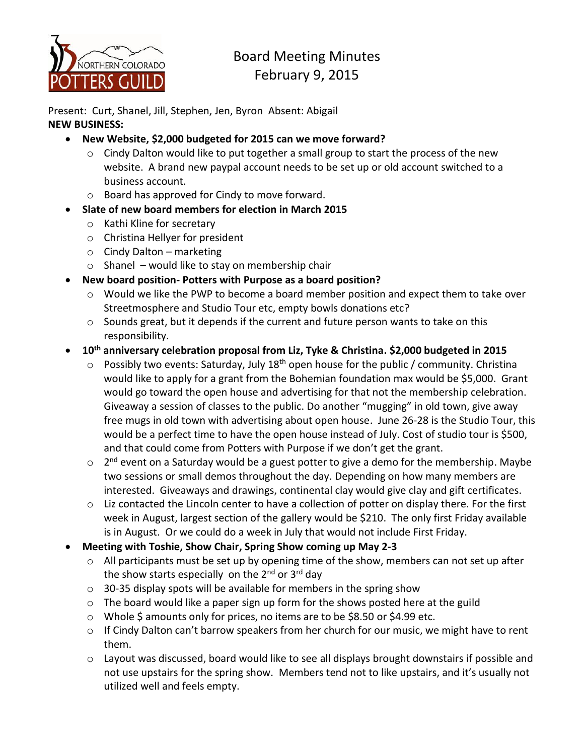# Board Meeting Minutes
February 9, 2015

Present: Curt, Shanel, Jill, Stephen, Jen, Byron Absent: Abigail

**NEW BUSINESS:**

- **New Website, $2,000 budgeted for 2015 can we move forward?**
  - Cindy Dalton would like to put together a small group to start the process of the new website. A brand new paypal account needs to be set up or old account switched to a business account.
  - Board has approved for Cindy to move forward.
- **Slate of new board members for election in March 2015**
  - Kathi Kline for secretary
  - Christina Hellyer for president
  - Cindy Dalton – marketing
  - Shanel – would like to stay on membership chair
- **New board position- Potters with Purpose as a board position?**
  - Would we like the PWP to become a board member position and expect them to take over Streetmosphere and Studio Tour etc, empty bowls donations etc?
  - Sounds great, but it depends if the current and future person wants to take on this responsibility.
- **10th anniversary celebration proposal from Liz, Tyke & Christina. $2,000 budgeted in 2015**
  - Possibly two events: Saturday, July 18th open house for the public / community. Christina would like to apply for a grant from the Bohemian foundation max would be $5,000. Grant would go toward the open house and advertising for that not the membership celebration. Giveaway a session of classes to the public. Do another "mugging" in old town, give away free mugs in old town with advertising about open house. June 26-28 is the Studio Tour, this would be a perfect time to have the open house instead of July. Cost of studio tour is $500, and that could come from Potters with Purpose if we don't get the grant.
  - 2nd event on a Saturday would be a guest potter to give a demo for the membership. Maybe two sessions or small demos throughout the day. Depending on how many members are interested. Giveaways and drawings, continental clay would give clay and gift certificates.
  - Liz contacted the Lincoln center to have a collection of potter on display there. For the first week in August, largest section of the gallery would be $210. The only first Friday available is in August. Or we could do a week in July that would not include First Friday.
- **Meeting with Toshie, Show Chair, Spring Show coming up May 2-3**
  - All participants must be set up by opening time of the show, members can not set up after the show starts especially on the 2nd or 3rd day
  - 30-35 display spots will be available for members in the spring show
  - The board would like a paper sign up form for the shows posted here at the guild
  - Whole $ amounts only for prices, no items are to be $8.50 or $4.99 etc.
  - If Cindy Dalton can't barrow speakers from her church for our music, we might have to rent them.
  - Layout was discussed, board would like to see all displays brought downstairs if possible and not use upstairs for the spring show. Members tend not to like upstairs, and it's usually not utilized well and feels empty.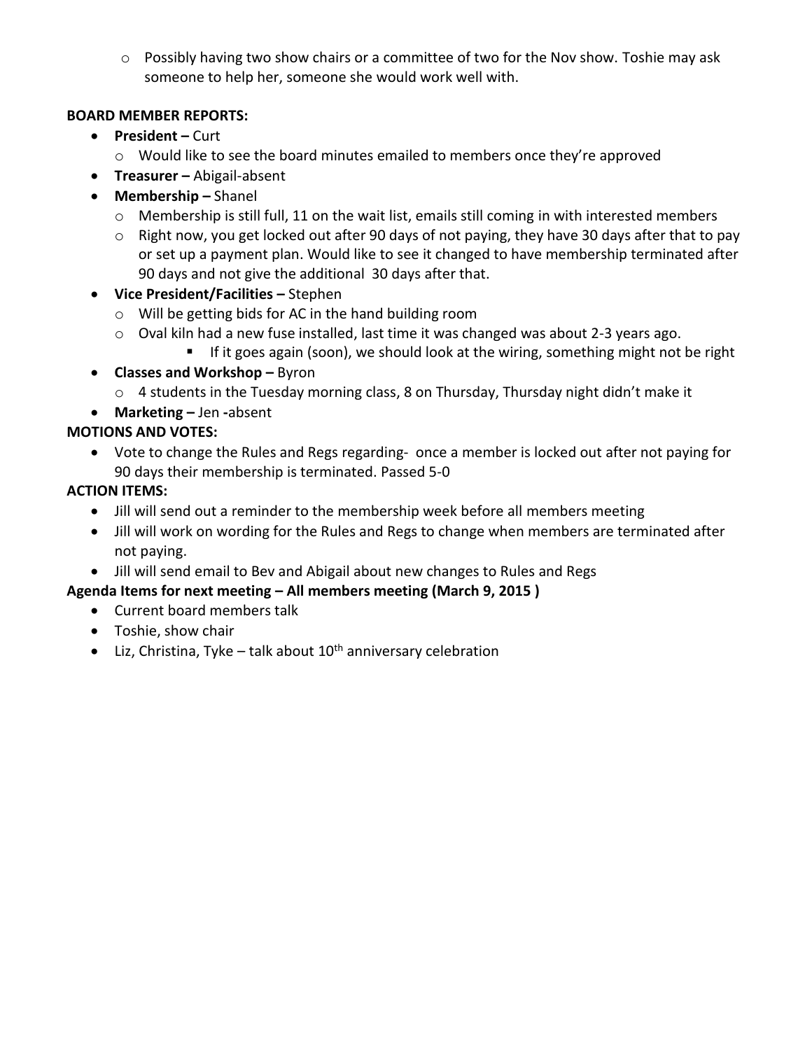- Possibly having two show chairs or a committee of two for the Nov show. Toshie may ask someone to help her, someone she would work well with.

**BOARD MEMBER REPORTS:**

- **President –** Curt
  - Would like to see the board minutes emailed to members once they're approved
- **Treasurer –** Abigail-absent
- **Membership –** Shanel
  - Membership is still full, 11 on the wait list, emails still coming in with interested members
  - Right now, you get locked out after 90 days of not paying, they have 30 days after that to pay or set up a payment plan. Would like to see it changed to have membership terminated after 90 days and not give the additional 30 days after that.
- **Vice President/Facilities –** Stephen
  - Will be getting bids for AC in the hand building room
  - Oval kiln had a new fuse installed, last time it was changed was about 2-3 years ago.
    - If it goes again (soon), we should look at the wiring, something might not be right
- **Classes and Workshop –** Byron
  - 4 students in the Tuesday morning class, 8 on Thursday, Thursday night didn't make it
- **Marketing –** Jen **-**absent

**MOTIONS AND VOTES:**

- Vote to change the Rules and Regs regarding- once a member is locked out after not paying for 90 days their membership is terminated. Passed 5-0

**ACTION ITEMS:**

- Jill will send out a reminder to the membership week before all members meeting
- Jill will work on wording for the Rules and Regs to change when members are terminated after not paying.
- Jill will send email to Bev and Abigail about new changes to Rules and Regs

**Agenda Items for next meeting – All members meeting (March 9, 2015 )**

- Current board members talk
- Toshie, show chair
- Liz, Christina, Tyke – talk about 10th anniversary celebration